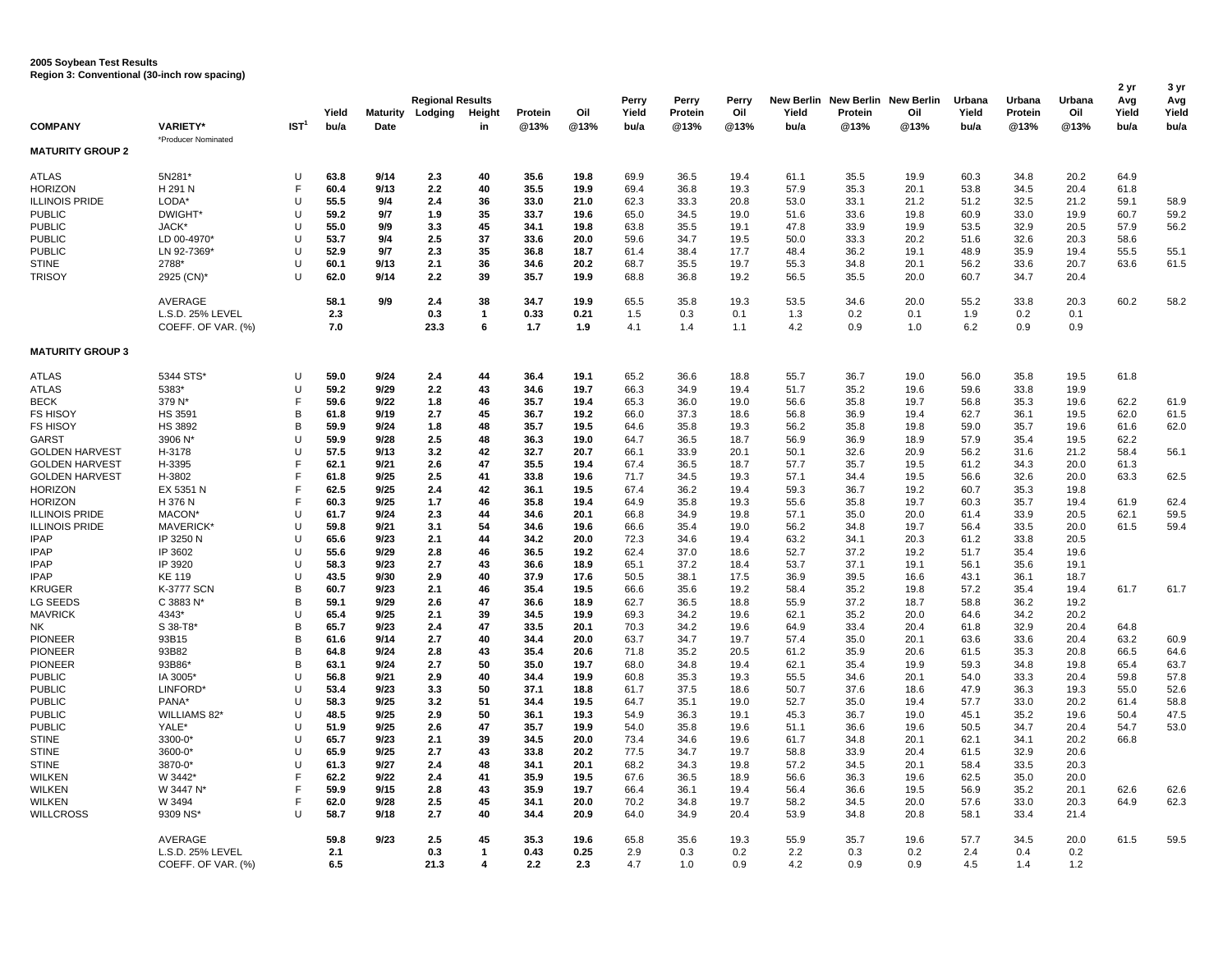**2005 Soybean Test Results**
**Region 3: Conventional (30-inch row spacing)**

| COMPANY | VARIETY* | IST[1] | Yield bu/a | Maturity Date | Regional Results Lodging | Height in | Protein @13% | Oil @13% | Perry Yield bu/a | Perry Protein @13% | Perry Oil @13% | New Berlin Yield bu/a | New Berlin Protein @13% | New Berlin Oil @13% | Urbana Yield bu/a | Urbana Protein @13% | Urbana Oil @13% | 2 yr Avg Yield bu/a | 3 yr Avg Yield bu/a |
|---|---|---|---|---|---|---|---|---|---|---|---|---|---|---|---|---|---|---|---|
| | *Producer Nominated | | | | | | | | | | | | | | | | | | |
| **MATURITY GROUP 2** | | | | | | | | | | | | | | | | | | | |
| ATLAS | 5N281* | U | **63.8** | **9/14** | **2.3** | **40** | **35.6** | **19.8** | 69.9 | 36.5 | 19.4 | 61.1 | 35.5 | 19.9 | 60.3 | 34.8 | 20.2 | 64.9 | |
| HORIZON | H 291 N | F | **60.4** | **9/13** | **2.2** | **40** | **35.5** | **19.9** | 69.4 | 36.8 | 19.3 | 57.9 | 35.3 | 20.1 | 53.8 | 34.5 | 20.4 | 61.8 | |
| ILLINOIS PRIDE | LODA* | U | **55.5** | **9/4** | **2.4** | **36** | **33.0** | **21.0** | 62.3 | 33.3 | 20.8 | 53.0 | 33.1 | 21.2 | 51.2 | 32.5 | 21.2 | 59.1 | 58.9 |
| PUBLIC | DWIGHT* | U | **59.2** | **9/7** | **1.9** | **35** | **33.7** | **19.6** | 65.0 | 34.5 | 19.0 | 51.6 | 33.6 | 19.8 | 60.9 | 33.0 | 19.9 | 60.7 | 59.2 |
| PUBLIC | JACK* | U | **55.0** | **9/9** | **3.3** | **45** | **34.1** | **19.8** | 63.8 | 35.5 | 19.1 | 47.8 | 33.9 | 19.9 | 53.5 | 32.9 | 20.5 | 57.9 | 56.2 |
| PUBLIC | LD 00-4970* | U | **53.7** | **9/4** | **2.5** | **37** | **33.6** | **20.0** | 59.6 | 34.7 | 19.5 | 50.0 | 33.3 | 20.2 | 51.6 | 32.6 | 20.3 | 58.6 | |
| PUBLIC | LN 92-7369* | U | **52.9** | **9/7** | **2.3** | **35** | **36.8** | **18.7** | 61.4 | 38.4 | 17.7 | 48.4 | 36.2 | 19.1 | 48.9 | 35.9 | 19.4 | 55.5 | 55.1 |
| STINE | 2788* | U | **60.1** | **9/13** | **2.1** | **36** | **34.6** | **20.2** | 68.7 | 35.5 | 19.7 | 55.3 | 34.8 | 20.1 | 56.2 | 33.6 | 20.7 | 63.6 | 61.5 |
| TRISOY | 2925 (CN)* | U | **62.0** | **9/14** | **2.2** | **39** | **35.7** | **19.9** | 68.8 | 36.8 | 19.2 | 56.5 | 35.5 | 20.0 | 60.7 | 34.7 | 20.4 | | |
| | AVERAGE | | **58.1** | **9/9** | **2.4** | **38** | **34.7** | **19.9** | 65.5 | 35.8 | 19.3 | 53.5 | 34.6 | 20.0 | 55.2 | 33.8 | 20.3 | 60.2 | 58.2 |
| | L.S.D. 25% LEVEL | | **2.3** | | **0.3** | **1** | **0.33** | **0.21** | 1.5 | 0.3 | 0.1 | 1.3 | 0.2 | 0.1 | 1.9 | 0.2 | 0.1 | | |
| | COEFF. OF VAR. (%) | | **7.0** | | **23.3** | **6** | **1.7** | **1.9** | 4.1 | 1.4 | 1.1 | 4.2 | 0.9 | 1.0 | 6.2 | 0.9 | 0.9 | | |
| **MATURITY GROUP 3** | | | | | | | | | | | | | | | | | | | |
| ATLAS | 5344 STS* | U | **59.0** | **9/24** | **2.4** | **44** | **36.4** | **19.1** | 65.2 | 36.6 | 18.8 | 55.7 | 36.7 | 19.0 | 56.0 | 35.8 | 19.5 | 61.8 | |
| ATLAS | 5383* | U | **59.2** | **9/29** | **2.2** | **43** | **34.6** | **19.7** | 66.3 | 34.9 | 19.4 | 51.7 | 35.2 | 19.6 | 59.6 | 33.8 | 19.9 | | |
| BECK | 379 N* | F | **59.6** | **9/22** | **1.8** | **46** | **35.7** | **19.4** | 65.3 | 36.0 | 19.0 | 56.6 | 35.8 | 19.7 | 56.8 | 35.3 | 19.6 | 62.2 | 61.9 |
| FS HISOY | HS 3591 | B | **61.8** | **9/19** | **2.7** | **45** | **36.7** | **19.2** | 66.0 | 37.3 | 18.6 | 56.8 | 36.9 | 19.4 | 62.7 | 36.1 | 19.5 | 62.0 | 61.5 |
| FS HISOY | HS 3892 | B | **59.9** | **9/24** | **1.8** | **48** | **35.7** | **19.5** | 64.6 | 35.8 | 19.3 | 56.2 | 35.8 | 19.8 | 59.0 | 35.7 | 19.6 | 61.6 | 62.0 |
| GARST | 3906 N* | U | **59.9** | **9/28** | **2.5** | **48** | **36.3** | **19.0** | 64.7 | 36.5 | 18.7 | 56.9 | 36.9 | 18.9 | 57.9 | 35.4 | 19.5 | 62.2 | |
| GOLDEN HARVEST | H-3178 | U | **57.5** | **9/13** | **3.2** | **42** | **32.7** | **20.7** | 66.1 | 33.9 | 20.1 | 50.1 | 32.6 | 20.9 | 56.2 | 31.6 | 21.2 | 58.4 | 56.1 |
| GOLDEN HARVEST | H-3395 | F | **62.1** | **9/21** | **2.6** | **47** | **35.5** | **19.4** | 67.4 | 36.5 | 18.7 | 57.7 | 35.7 | 19.5 | 61.2 | 34.3 | 20.0 | 61.3 | |
| GOLDEN HARVEST | H-3802 | F | **61.8** | **9/25** | **2.5** | **41** | **33.8** | **19.6** | 71.7 | 34.5 | 19.3 | 57.1 | 34.4 | 19.5 | 56.6 | 32.6 | 20.0 | 63.3 | 62.5 |
| HORIZON | EX 5351 N | F | **62.5** | **9/25** | **2.4** | **42** | **36.1** | **19.5** | 67.4 | 36.2 | 19.4 | 59.3 | 36.7 | 19.2 | 60.7 | 35.3 | 19.8 | | |
| HORIZON | H 376 N | F | **60.3** | **9/25** | **1.7** | **46** | **35.8** | **19.4** | 64.9 | 35.8 | 19.3 | 55.6 | 35.8 | 19.7 | 60.3 | 35.7 | 19.4 | 61.9 | 62.4 |
| ILLINOIS PRIDE | MACON* | U | **61.7** | **9/24** | **2.3** | **44** | **34.6** | **20.1** | 66.8 | 34.9 | 19.8 | 57.1 | 35.0 | 20.0 | 61.4 | 33.9 | 20.5 | 62.1 | 59.5 |
| ILLINOIS PRIDE | MAVERICK* | U | **59.8** | **9/21** | **3.1** | **54** | **34.6** | **19.6** | 66.6 | 35.4 | 19.0 | 56.2 | 34.8 | 19.7 | 56.4 | 33.5 | 20.0 | 61.5 | 59.4 |
| IPAP | IP 3250 N | U | **65.6** | **9/23** | **2.1** | **44** | **34.2** | **20.0** | 72.3 | 34.6 | 19.4 | 63.2 | 34.1 | 20.3 | 61.2 | 33.8 | 20.5 | | |
| IPAP | IP 3602 | U | **55.6** | **9/29** | **2.8** | **46** | **36.5** | **19.2** | 62.4 | 37.0 | 18.6 | 52.7 | 37.2 | 19.2 | 51.7 | 35.4 | 19.6 | | |
| IPAP | IP 3920 | U | **58.3** | **9/23** | **2.7** | **43** | **36.6** | **18.9** | 65.1 | 37.2 | 18.4 | 53.7 | 37.1 | 19.1 | 56.1 | 35.6 | 19.1 | | |
| IPAP | KE 119 | U | **43.5** | **9/30** | **2.9** | **40** | **37.9** | **17.6** | 50.5 | 38.1 | 17.5 | 36.9 | 39.5 | 16.6 | 43.1 | 36.1 | 18.7 | | |
| KRUGER | K-3777 SCN | B | **60.7** | **9/23** | **2.1** | **46** | **35.4** | **19.5** | 66.6 | 35.6 | 19.2 | 58.4 | 35.2 | 19.8 | 57.2 | 35.4 | 19.4 | 61.7 | 61.7 |
| LG SEEDS | C 3883 N* | B | **59.1** | **9/29** | **2.6** | **47** | **36.6** | **18.9** | 62.7 | 36.5 | 18.8 | 55.9 | 37.2 | 18.7 | 58.8 | 36.2 | 19.2 | | |
| MAVRICK | 4343* | U | **65.4** | **9/25** | **2.1** | **39** | **34.5** | **19.9** | 69.3 | 34.2 | 19.6 | 62.1 | 35.2 | 20.0 | 64.6 | 34.2 | 20.2 | | |
| NK | S 38-T8* | B | **65.7** | **9/23** | **2.4** | **47** | **33.5** | **20.1** | 70.3 | 34.2 | 19.6 | 64.9 | 33.4 | 20.4 | 61.8 | 32.9 | 20.4 | 64.8 | |
| PIONEER | 93B15 | B | **61.6** | **9/14** | **2.7** | **40** | **34.4** | **20.0** | 63.7 | 34.7 | 19.7 | 57.4 | 35.0 | 20.1 | 63.6 | 33.6 | 20.4 | 63.2 | 60.9 |
| PIONEER | 93B82 | B | **64.8** | **9/24** | **2.8** | **43** | **35.4** | **20.6** | 71.8 | 35.2 | 20.5 | 61.2 | 35.9 | 20.6 | 61.5 | 35.3 | 20.8 | 66.5 | 64.6 |
| PIONEER | 93B86* | B | **63.1** | **9/24** | **2.7** | **50** | **35.0** | **19.7** | 68.0 | 34.8 | 19.4 | 62.1 | 35.4 | 19.9 | 59.3 | 34.8 | 19.8 | 65.4 | 63.7 |
| PUBLIC | IA 3005* | U | **56.8** | **9/21** | **2.9** | **40** | **34.4** | **19.9** | 60.8 | 35.3 | 19.3 | 55.5 | 34.6 | 20.1 | 54.0 | 33.3 | 20.4 | 59.8 | 57.8 |
| PUBLIC | LINFORD* | U | **53.4** | **9/23** | **3.3** | **50** | **37.1** | **18.8** | 61.7 | 37.5 | 18.6 | 50.7 | 37.6 | 18.6 | 47.9 | 36.3 | 19.3 | 55.0 | 52.6 |
| PUBLIC | PANA* | U | **58.3** | **9/25** | **3.2** | **51** | **34.4** | **19.5** | 64.7 | 35.1 | 19.0 | 52.7 | 35.0 | 19.4 | 57.7 | 33.0 | 20.2 | 61.4 | 58.8 |
| PUBLIC | WILLIAMS 82* | U | **48.5** | **9/25** | **2.9** | **50** | **36.1** | **19.3** | 54.9 | 36.3 | 19.1 | 45.3 | 36.7 | 19.0 | 45.1 | 35.2 | 19.6 | 50.4 | 47.5 |
| PUBLIC | YALE* | U | **51.9** | **9/25** | **2.6** | **47** | **35.7** | **19.9** | 54.0 | 35.8 | 19.6 | 51.1 | 36.6 | 19.6 | 50.5 | 34.7 | 20.4 | 54.7 | 53.0 |
| STINE | 3300-0* | U | **65.7** | **9/23** | **2.1** | **39** | **34.5** | **20.0** | 73.4 | 34.6 | 19.6 | 61.7 | 34.8 | 20.1 | 62.1 | 34.1 | 20.2 | 66.8 | |
| STINE | 3600-0* | U | **65.9** | **9/25** | **2.7** | **43** | **33.8** | **20.2** | 77.5 | 34.7 | 19.7 | 58.8 | 33.9 | 20.4 | 61.5 | 32.9 | 20.6 | | |
| STINE | 3870-0* | U | **61.3** | **9/27** | **2.4** | **48** | **34.1** | **20.1** | 68.2 | 34.3 | 19.8 | 57.2 | 34.5 | 20.1 | 58.4 | 33.5 | 20.3 | | |
| WILKEN | W 3442* | F | **62.2** | **9/22** | **2.4** | **41** | **35.9** | **19.5** | 67.6 | 36.5 | 18.9 | 56.6 | 36.3 | 19.6 | 62.5 | 35.0 | 20.0 | | |
| WILKEN | W 3447 N* | F | **59.9** | **9/15** | **2.8** | **43** | **35.9** | **19.7** | 66.4 | 36.1 | 19.4 | 56.4 | 36.6 | 19.5 | 56.9 | 35.2 | 20.1 | 62.6 | 62.6 |
| WILKEN | W 3494 | F | **62.0** | **9/28** | **2.5** | **45** | **34.1** | **20.0** | 70.2 | 34.8 | 19.7 | 58.2 | 34.5 | 20.0 | 57.6 | 33.0 | 20.3 | 64.9 | 62.3 |
| WILLCROSS | 9309 NS* | U | **58.7** | **9/18** | **2.7** | **40** | **34.4** | **20.9** | 64.0 | 34.9 | 20.4 | 53.9 | 34.8 | 20.8 | 58.1 | 33.4 | 21.4 | | |
| | AVERAGE | | **59.8** | **9/23** | **2.5** | **45** | **35.3** | **19.6** | 65.8 | 35.6 | 19.3 | 55.9 | 35.7 | 19.6 | 57.7 | 34.5 | 20.0 | 61.5 | 59.5 |
| | L.S.D. 25% LEVEL | | **2.1** | | **0.3** | **1** | **0.43** | **0.25** | 2.9 | 0.3 | 0.2 | 2.2 | 0.3 | 0.2 | 2.4 | 0.4 | 0.2 | | |
| | COEFF. OF VAR. (%) | | **6.5** | | **21.3** | **4** | **2.2** | **2.3** | 4.7 | 1.0 | 0.9 | 4.2 | 0.9 | 0.9 | 4.5 | 1.4 | 1.2 | | |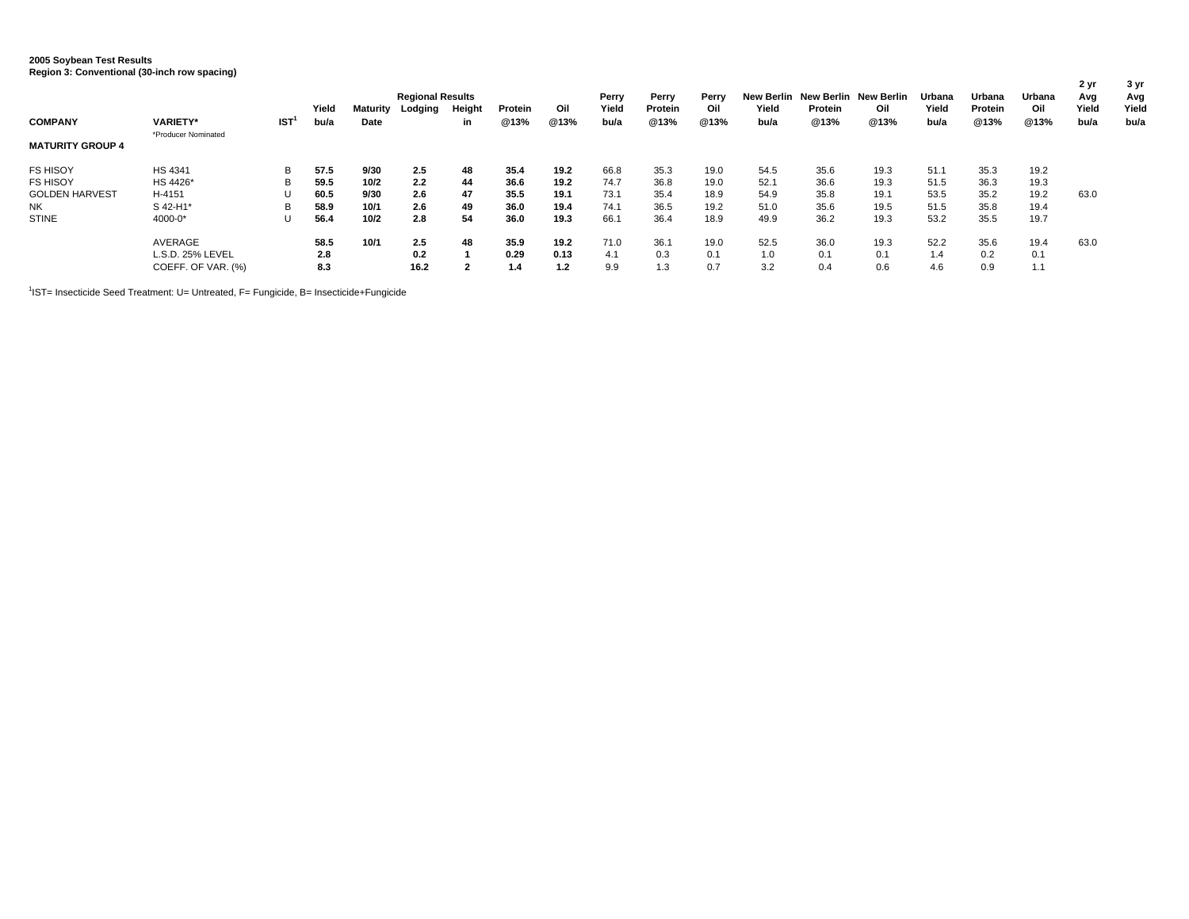**2005 Soybean Test Results**
**Region 3: Conventional (30-inch row spacing)**

| COMPANY | VARIETY* | IST[1] | Regional Results Yield bu/a | Maturity Date | Lodging | Height in | Protein @13% | Oil @13% | Perry Yield bu/a | Perry Protein @13% | Perry Oil @13% | New Berlin Yield bu/a | New Berlin Protein @13% | New Berlin Oil @13% | Urbana Yield bu/a | Urbana Protein @13% | Urbana Oil @13% | 2 yr Avg Yield bu/a | 3 yr Avg Yield bu/a |
|---|---|---|---|---|---|---|---|---|---|---|---|---|---|---|---|---|---|---|---|
| | *Producer Nominated | | | | | | | | | | | | | | | | | | |
| **MATURITY GROUP 4** | | | | | | | | | | | | | | | | | | | |
| FS HISOY | HS 4341 | B | **57.5** | **9/30** | **2.5** | **48** | **35.4** | **19.2** | 66.8 | 35.3 | 19.0 | 54.5 | 35.6 | 19.3 | 51.1 | 35.3 | 19.2 | | |
| FS HISOY | HS 4426* | B | **59.5** | **10/2** | **2.2** | **44** | **36.6** | **19.2** | 74.7 | 36.8 | 19.0 | 52.1 | 36.6 | 19.3 | 51.5 | 36.3 | 19.3 | | |
| GOLDEN HARVEST | H-4151 | U | **60.5** | **9/30** | **2.6** | **47** | **35.5** | **19.1** | 73.1 | 35.4 | 18.9 | 54.9 | 35.8 | 19.1 | 53.5 | 35.2 | 19.2 | 63.0 | |
| NK | S 42-H1* | B | **58.9** | **10/1** | **2.6** | **49** | **36.0** | **19.4** | 74.1 | 36.5 | 19.2 | 51.0 | 35.6 | 19.5 | 51.5 | 35.8 | 19.4 | | |
| STINE | 4000-0* | U | **56.4** | **10/2** | **2.8** | **54** | **36.0** | **19.3** | 66.1 | 36.4 | 18.9 | 49.9 | 36.2 | 19.3 | 53.2 | 35.5 | 19.7 | | |
| | AVERAGE | | **58.5** | **10/1** | **2.5** | **48** | **35.9** | **19.2** | 71.0 | 36.1 | 19.0 | 52.5 | 36.0 | 19.3 | 52.2 | 35.6 | 19.4 | 63.0 | |
| | L.S.D. 25% LEVEL | | **2.8** | | **0.2** | **1** | **0.29** | **0.13** | 4.1 | 0.3 | 0.1 | 1.0 | 0.1 | 0.1 | 1.4 | 0.2 | 0.1 | | |
| | COEFF. OF VAR. (%) | | **8.3** | | **16.2** | **2** | **1.4** | **1.2** | 9.9 | 1.3 | 0.7 | 3.2 | 0.4 | 0.6 | 4.6 | 0.9 | 1.1 | | |

[1]IST= Insecticide Seed Treatment: U= Untreated, F= Fungicide, B= Insecticide+Fungicide